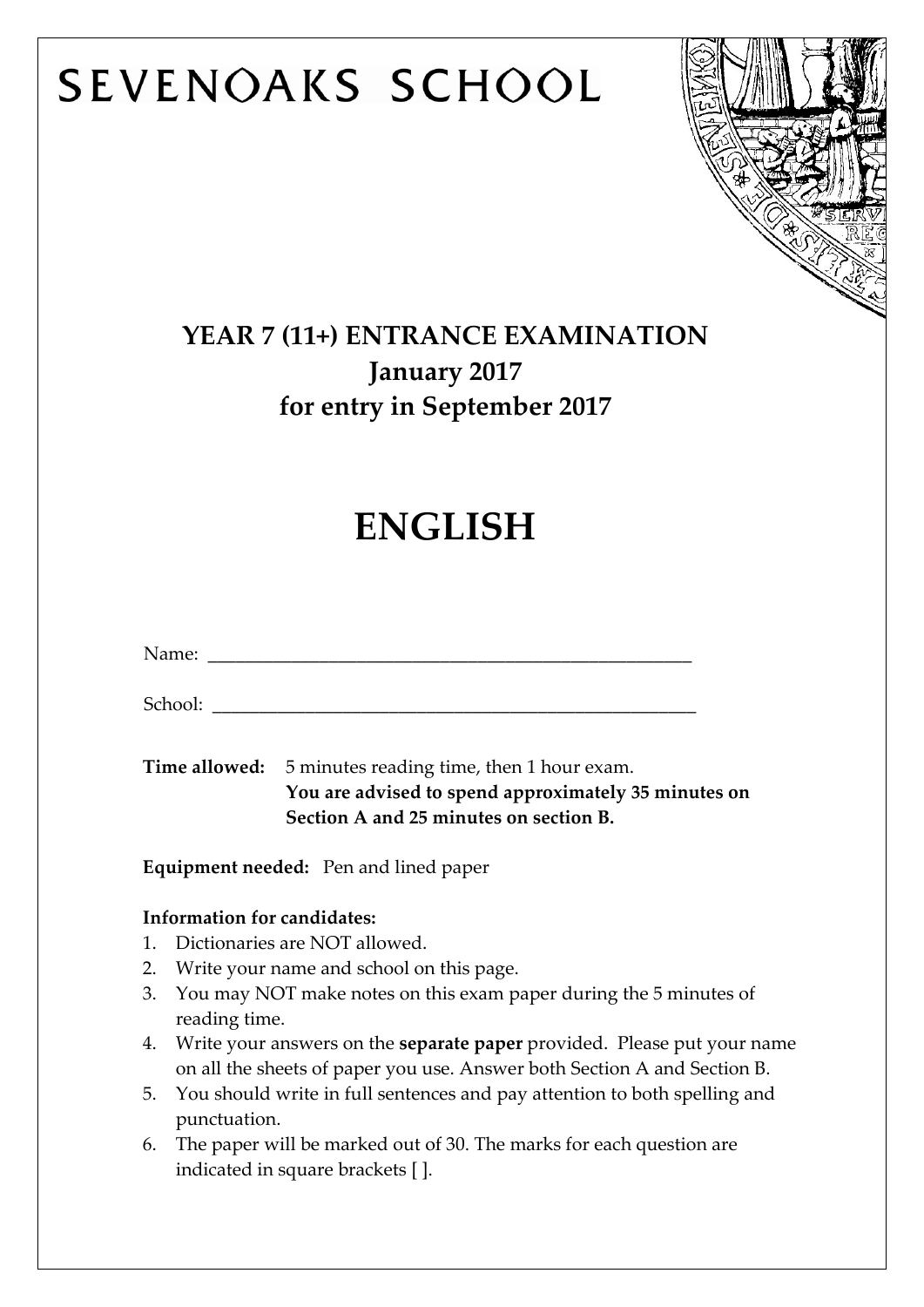# SEVENOAKS SCHOOL

## YEAR 7 (11+) ENTRANCE EXAMINATION
## January 2017
## for entry in September 2017

# ENGLISH

Name: _______________________________________________

School: _______________________________________________

**Time allowed:** 5 minutes reading time, then 1 hour exam.
**You are advised to spend approximately 35 minutes on Section A and 25 minutes on section B.**

**Equipment needed:** Pen and lined paper

**Information for candidates:**

1. Dictionaries are NOT allowed.
2. Write your name and school on this page.
3. You may NOT make notes on this exam paper during the 5 minutes of reading time.
4. Write your answers on the **separate paper** provided. Please put your name on all the sheets of paper you use. Answer both Section A and Section B.
5. You should write in full sentences and pay attention to both spelling and punctuation.
6. The paper will be marked out of 30. The marks for each question are indicated in square brackets [ ].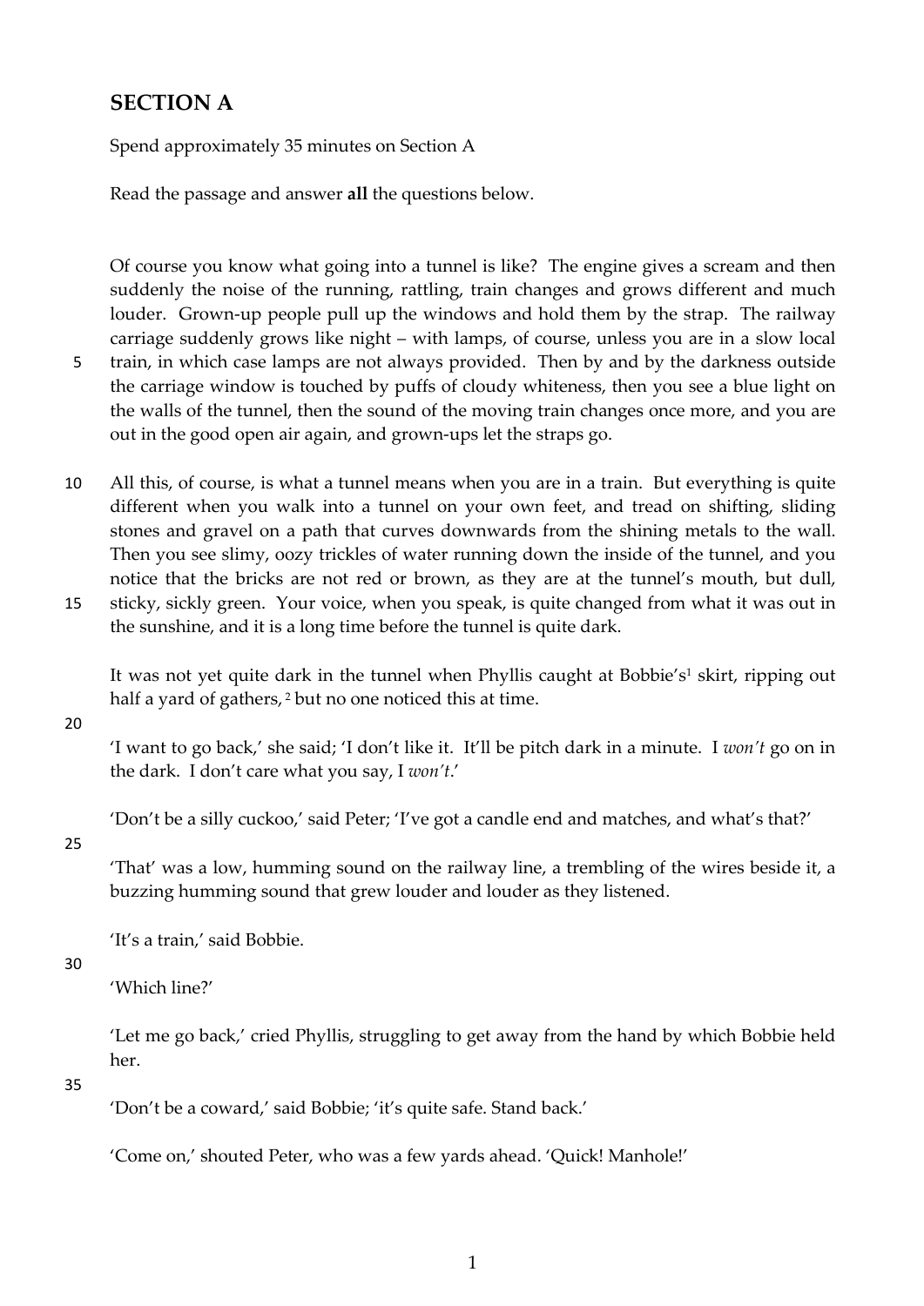## SECTION A

Spend approximately 35 minutes on Section A

Read the passage and answer **all** the questions below.

Of course you know what going into a tunnel is like? The engine gives a scream and then suddenly the noise of the running, rattling, train changes and grows different and much louder. Grown-up people pull up the windows and hold them by the strap. The railway carriage suddenly grows like night – with lamps, of course, unless you are in a slow local train, in which case lamps are not always provided. Then by and by the darkness outside the carriage window is touched by puffs of cloudy whiteness, then you see a blue light on the walls of the tunnel, then the sound of the moving train changes once more, and you are out in the good open air again, and grown-ups let the straps go.

All this, of course, is what a tunnel means when you are in a train. But everything is quite different when you walk into a tunnel on your own feet, and tread on shifting, sliding stones and gravel on a path that curves downwards from the shining metals to the wall. Then you see slimy, oozy trickles of water running down the inside of the tunnel, and you notice that the bricks are not red or brown, as they are at the tunnel's mouth, but dull, sticky, sickly green. Your voice, when you speak, is quite changed from what it was out in the sunshine, and it is a long time before the tunnel is quite dark.

It was not yet quite dark in the tunnel when Phyllis caught at Bobbie's[1] skirt, ripping out half a yard of gathers,[2] but no one noticed this at time.

'I want to go back,' she said; 'I don't like it. It'll be pitch dark in a minute. I *won't* go on in the dark. I don't care what you say, I *won't*.'

'Don't be a silly cuckoo,' said Peter; 'I've got a candle end and matches, and what's that?'

'That' was a low, humming sound on the railway line, a trembling of the wires beside it, a buzzing humming sound that grew louder and louder as they listened.

'It's a train,' said Bobbie.

'Which line?'

'Let me go back,' cried Phyllis, struggling to get away from the hand by which Bobbie held her.

'Don't be a coward,' said Bobbie; 'it's quite safe. Stand back.'

'Come on,' shouted Peter, who was a few yards ahead. 'Quick! Manhole!'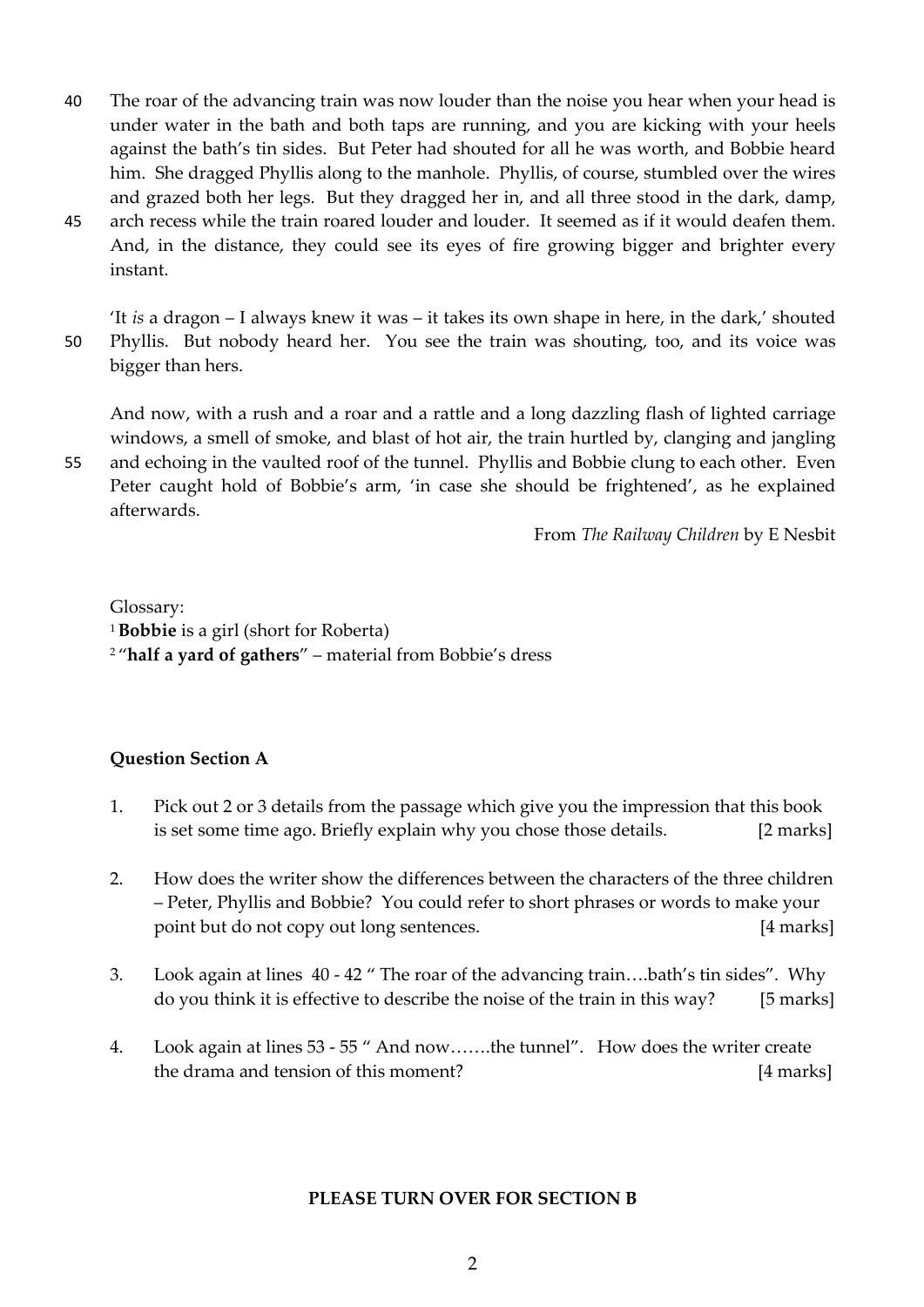The roar of the advancing train was now louder than the noise you hear when your head is under water in the bath and both taps are running, and you are kicking with your heels against the bath's tin sides. But Peter had shouted for all he was worth, and Bobbie heard him. She dragged Phyllis along to the manhole. Phyllis, of course, stumbled over the wires and grazed both her legs. But they dragged her in, and all three stood in the dark, damp, arch recess while the train roared louder and louder. It seemed as if it would deafen them. And, in the distance, they could see its eyes of fire growing bigger and brighter every instant.

'It *is* a dragon – I always knew it was – it takes its own shape in here, in the dark,' shouted Phyllis. But nobody heard her. You see the train was shouting, too, and its voice was bigger than hers.

And now, with a rush and a roar and a rattle and a long dazzling flash of lighted carriage windows, a smell of smoke, and blast of hot air, the train hurtled by, clanging and jangling and echoing in the vaulted roof of the tunnel. Phyllis and Bobbie clung to each other. Even Peter caught hold of Bobbie's arm, 'in case she should be frightened', as he explained afterwards.

From *The Railway Children* by E Nesbit

Glossary:
[1] **Bobbie** is a girl (short for Roberta)
[2] "**half a yard of gathers**" – material from Bobbie's dress

## Question Section A

1. Pick out 2 or 3 details from the passage which give you the impression that this book is set some time ago. Briefly explain why you chose those details. [2 marks]

2. How does the writer show the differences between the characters of the three children – Peter, Phyllis and Bobbie? You could refer to short phrases or words to make your point but do not copy out long sentences. [4 marks]

3. Look again at lines 40 - 42 " The roar of the advancing train….bath's tin sides". Why do you think it is effective to describe the noise of the train in this way? [5 marks]

4. Look again at lines 53 - 55 " And now…….the tunnel". How does the writer create the drama and tension of this moment? [4 marks]

**PLEASE TURN OVER FOR SECTION B**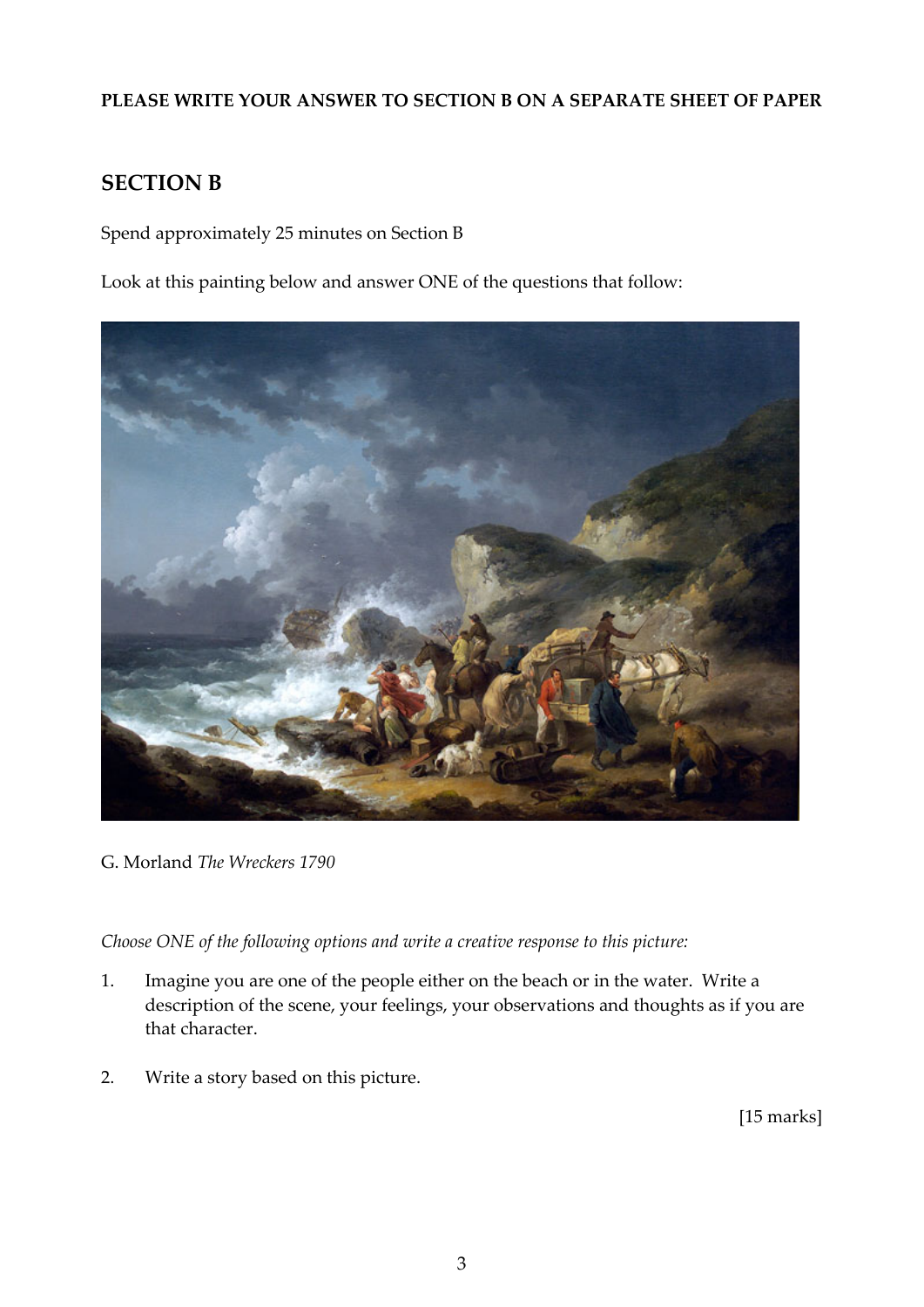**PLEASE WRITE YOUR ANSWER TO SECTION B ON A SEPARATE SHEET OF PAPER**

## SECTION B

Spend approximately 25 minutes on Section B

Look at this painting below and answer ONE of the questions that follow:

G. Morland *The Wreckers 1790*

*Choose ONE of the following options and write a creative response to this picture:*

1. Imagine you are one of the people either on the beach or in the water. Write a description of the scene, your feelings, your observations and thoughts as if you are that character.

2. Write a story based on this picture.

[15 marks]